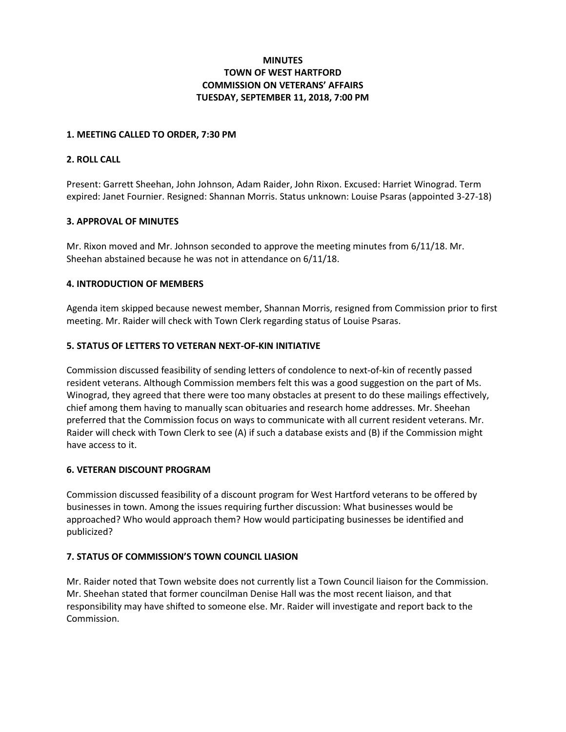**MINUTES**
**TOWN OF WEST HARTFORD**
**COMMISSION ON VETERANS' AFFAIRS**
**TUESDAY, SEPTEMBER 11, 2018, 7:00 PM**

### 1. MEETING CALLED TO ORDER, 7:30 PM

### 2. ROLL CALL

Present: Garrett Sheehan, John Johnson, Adam Raider, John Rixon. Excused: Harriet Winograd. Term expired: Janet Fournier. Resigned: Shannan Morris. Status unknown: Louise Psaras (appointed 3-27-18)

### 3. APPROVAL OF MINUTES

Mr. Rixon moved and Mr. Johnson seconded to approve the meeting minutes from 6/11/18. Mr. Sheehan abstained because he was not in attendance on 6/11/18.

### 4. INTRODUCTION OF MEMBERS

Agenda item skipped because newest member, Shannan Morris, resigned from Commission prior to first meeting. Mr. Raider will check with Town Clerk regarding status of Louise Psaras.

### 5. STATUS OF LETTERS TO VETERAN NEXT-OF-KIN INITIATIVE

Commission discussed feasibility of sending letters of condolence to next-of-kin of recently passed resident veterans. Although Commission members felt this was a good suggestion on the part of Ms. Winograd, they agreed that there were too many obstacles at present to do these mailings effectively, chief among them having to manually scan obituaries and research home addresses. Mr. Sheehan preferred that the Commission focus on ways to communicate with all current resident veterans. Mr. Raider will check with Town Clerk to see (A) if such a database exists and (B) if the Commission might have access to it.

### 6. VETERAN DISCOUNT PROGRAM

Commission discussed feasibility of a discount program for West Hartford veterans to be offered by businesses in town. Among the issues requiring further discussion: What businesses would be approached? Who would approach them? How would participating businesses be identified and publicized?

### 7. STATUS OF COMMISSION'S TOWN COUNCIL LIASION

Mr. Raider noted that Town website does not currently list a Town Council liaison for the Commission. Mr. Sheehan stated that former councilman Denise Hall was the most recent liaison, and that responsibility may have shifted to someone else. Mr. Raider will investigate and report back to the Commission.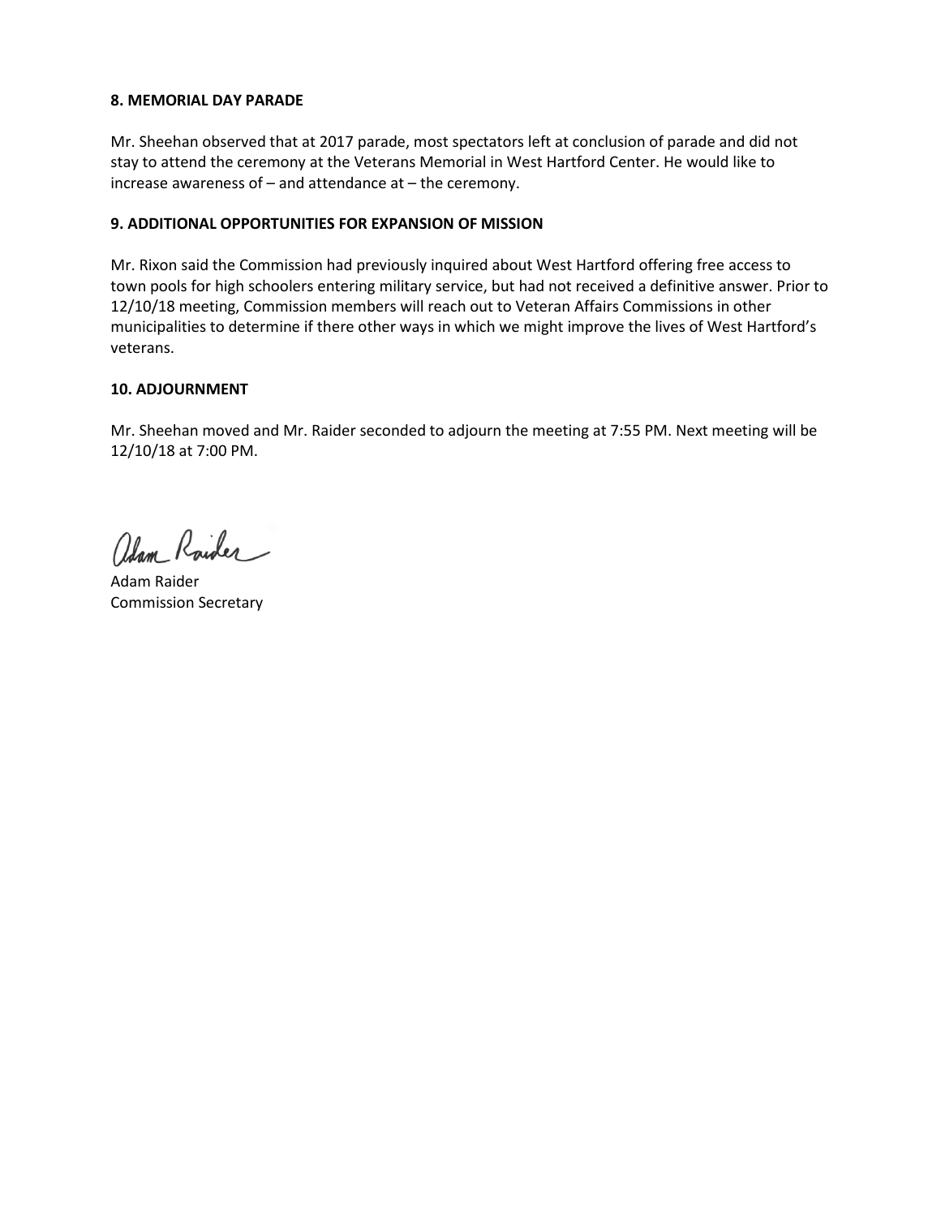**8. MEMORIAL DAY PARADE**

Mr. Sheehan observed that at 2017 parade, most spectators left at conclusion of parade and did not stay to attend the ceremony at the Veterans Memorial in West Hartford Center. He would like to increase awareness of – and attendance at – the ceremony.

**9. ADDITIONAL OPPORTUNITIES FOR EXPANSION OF MISSION**

Mr. Rixon said the Commission had previously inquired about West Hartford offering free access to town pools for high schoolers entering military service, but had not received a definitive answer. Prior to 12/10/18 meeting, Commission members will reach out to Veteran Affairs Commissions in other municipalities to determine if there other ways in which we might improve the lives of West Hartford's veterans.

**10. ADJOURNMENT**

Mr. Sheehan moved and Mr. Raider seconded to adjourn the meeting at 7:55 PM. Next meeting will be 12/10/18 at 7:00 PM.

Adam Raider

Adam Raider
Commission Secretary